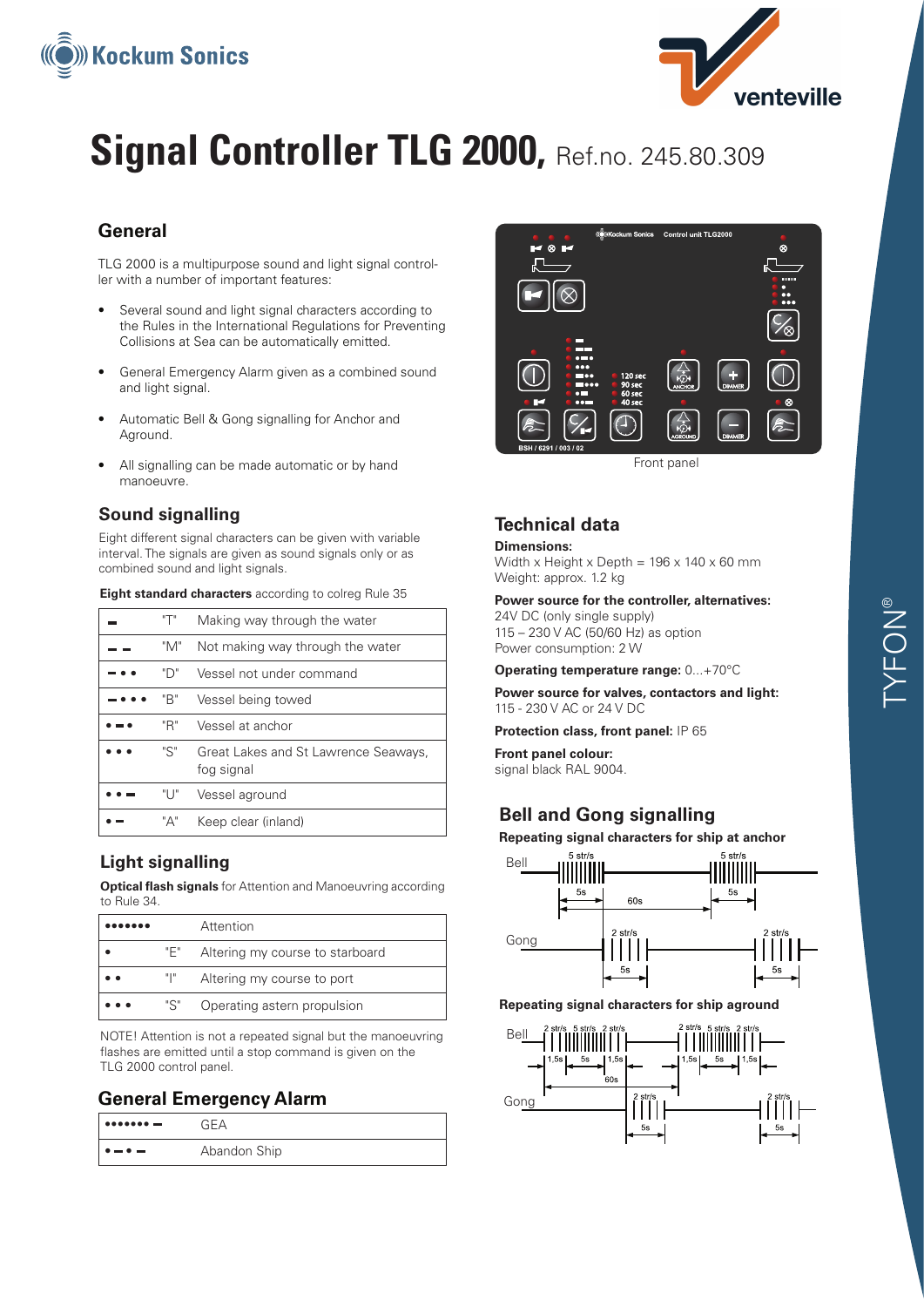# Signal Controller TLG 2000, Ref.no. 245.80.309

## General

TLG 2000 is a multipurpose sound and light signal controller with a number of important features:

- Several sound and light signal characters according to the Rules in the International Regulations for Preventing Collisions at Sea can be automatically emitted.
- General Emergency Alarm given as a combined sound and light signal.
- Automatic Bell & Gong signalling for Anchor and Aground.
- All signalling can be made automatic or by hand manoeuvre.

## Sound signalling

Eight different signal characters can be given with variable interval. The signals are given as sound signals only or as combined sound and light signals.

**Eight standard characters** according to colreg Rule 35

| | | |
|---|---|---|
| ▬ | "T" | Making way through the water |
| ▬ ▬ | "M" | Not making way through the water |
| ▬ • • | "D" | Vessel not under command |
| ▬ • • • | "B" | Vessel being towed |
| • ▬ • | "R" | Vessel at anchor |
| • • • | "S" | Great Lakes and St Lawrence Seaways, fog signal |
| • • ▬ | "U" | Vessel aground |
| • ▬ | "A" | Keep clear (inland) |

## Light signalling

**Optical flash signals** for Attention and Manoeuvring according to Rule 34.

| | | |
|---|---|---|
| ••••••• | | Attention |
| • | "E" | Altering my course to starboard |
| • • | "I" | Altering my course to port |
| • • • | "S" | Operating astern propulsion |

NOTE! Attention is not a repeated signal but the manoeuvring flashes are emitted until a stop command is given on the TLG 2000 control panel.

## General Emergency Alarm

| | |
|---|---|
| ••••••• ▬ | GEA |
| • ▬ • ▬ | Abandon Ship |

Front panel

## Technical data

**Dimensions:**
Width x Height x Depth = 196 x 140 x 60 mm
Weight: approx. 1.2 kg

**Power source for the controller, alternatives:**
24V DC (only single supply)
115 – 230 V AC (50/60 Hz) as option
Power consumption: 2 W

**Operating temperature range:** 0...+70°C

**Power source for valves, contactors and light:**
115 - 230 V AC or 24 V DC

**Protection class, front panel:** IP 65

**Front panel colour:**
signal black RAL 9004.

## Bell and Gong signalling

**Repeating signal characters for ship at anchor**

Bell: 5 str/s, 5s, 60s, 5 str/s, 5s
Gong: 2 str/s, 5s, 2 str/s, 5s

**Repeating signal characters for ship aground**

Bell: 2 str/s, 5 str/s, 2 str/s, 1,5s, 5s, 1,5s, 60s
Gong: 2 str/s, 5s, 2 str/s, 5s

TYFON®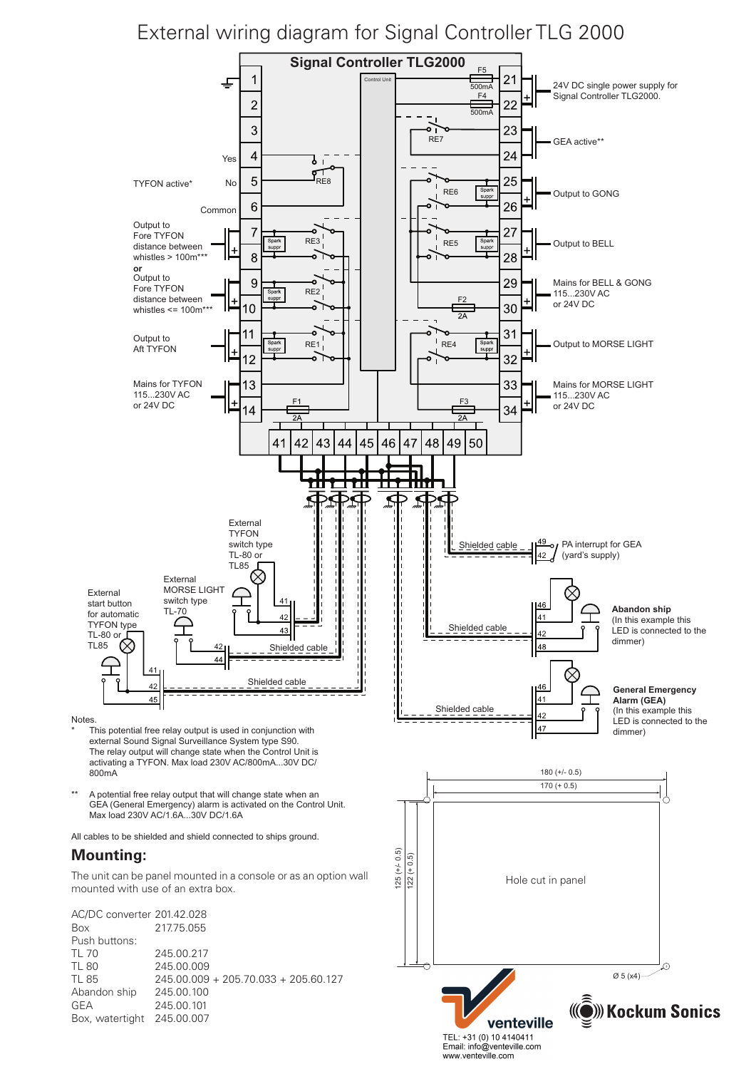# External wiring diagram for Signal Controller TLG 2000

Signal Controller TLG2000

Control Unit

TYFON active*

Yes

No

Common

Output to Fore TYFON distance between whistles > 100m***

**or**

Output to Fore TYFON distance between whistles <= 100m***

Output to Aft TYFON

Mains for TYFON 115...230V AC or 24V DC

24V DC single power supply for Signal Controller TLG2000.

GEA active**

Output to GONG

Output to BELL

Mains for BELL & GONG 115...230V AC or 24V DC

Output to MORSE LIGHT

Mains for MORSE LIGHT 115...230V AC or 24V DC

F5 500mA

F4 500mA

F2 2A

F1 2A

F3 2A

RE1, RE2, RE3, RE4, RE5, RE6, RE7, RE8

Spark suppr

1 2 3 4 5 6 7 8 9 10 11 12 13 14

21 22 23 24 25 26 27 28 29 30 31 32 33 34

41 42 43 44 45 46 47 48 49 50

External TYFON switch type TL-80 or TL85

External MORSE LIGHT switch type TL-70

External start button for automatic TYFON type TL-80 or TL85

Shielded cable

PA interrupt for GEA (yard's supply)

**Abandon ship**
(In this example this LED is connected to the dimmer)

**General Emergency Alarm (GEA)**
(In this example this LED is connected to the dimmer)

Notes.

\* This potential free relay output is used in conjunction with external Sound Signal Surveillance System type S90. The relay output will change state when the Control Unit is activating a TYFON. Max load 230V AC/800mA...30V DC/800mA

\*\* A potential free relay output that will change state when an GEA (General Emergency) alarm is activated on the Control Unit. Max load 230V AC/1.6A...30V DC/1.6A

All cables to be shielded and shield connected to ships ground.

## Mounting:

The unit can be panel mounted in a console or as an option wall mounted with use of an extra box.

| | |
|---|---|
| AC/DC converter | 201.42.028 |
| Box | 217.75.055 |
| Push buttons: | |
| TL 70 | 245.00.217 |
| TL 80 | 245.00.009 |
| TL 85 | 245.00.009 + 205.70.033 + 205.60.127 |
| Abandon ship | 245.00.100 |
| GEA | 245.00.101 |
| Box, watertight | 245.00.007 |

180 (+/- 0.5)

170 (+ 0.5)

125 (+/- 0.5)

122 (+ 0.5)

Hole cut in panel

Ø 5 (x4)

venteville

Kockum Sonics

TEL: +31 (0) 10 4140411
Email: info@venteville.com
www.venteville.com